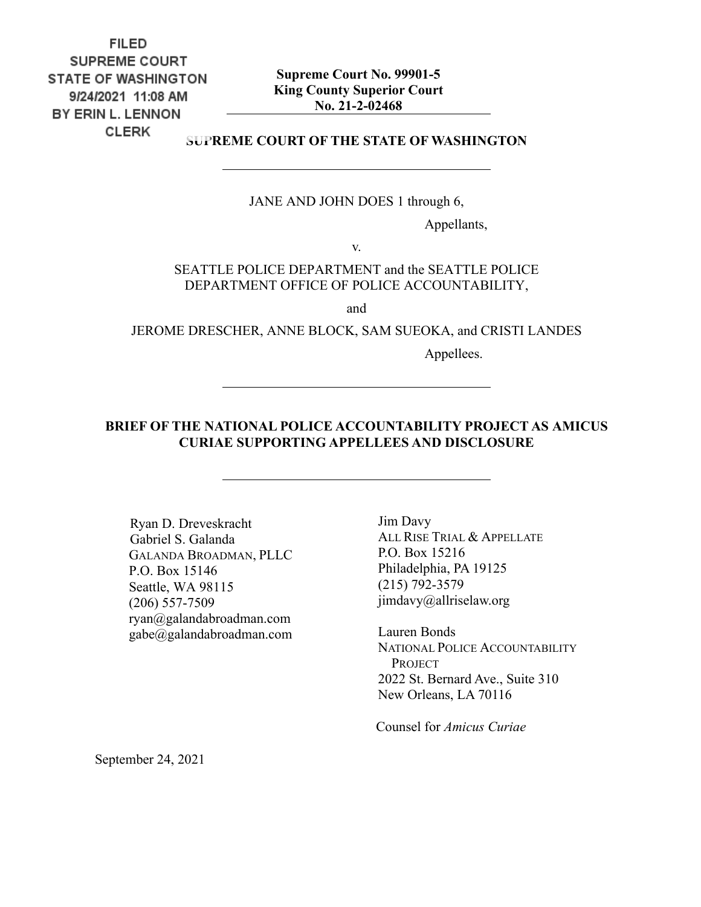FILED
SUPREME COURT
STATE OF WASHINGTON
9/24/2021 11:08 AM
BY ERIN L. LENNON
CLERK

**Supreme Court No. 99901-5**
**King County Superior Court**
**No. 21-2-02468**

**SUPREME COURT OF THE STATE OF WASHINGTON**

---

JANE AND JOHN DOES 1 through 6,

Appellants,

v.

SEATTLE POLICE DEPARTMENT and the SEATTLE POLICE DEPARTMENT OFFICE OF POLICE ACCOUNTABILITY,

and

JEROME DRESCHER, ANNE BLOCK, SAM SUEOKA, and CRISTI LANDES

Appellees.

---

**BRIEF OF THE NATIONAL POLICE ACCOUNTABILITY PROJECT AS AMICUS CURIAE SUPPORTING APPELLEES AND DISCLOSURE**

---

Ryan D. Dreveskracht
Gabriel S. Galanda
GALANDA BROADMAN, PLLC
P.O. Box 15146
Seattle, WA 98115
(206) 557-7509
ryan@galandabroadman.com
gabe@galandabroadman.com

Jim Davy
ALL RISE TRIAL & APPELLATE
P.O. Box 15216
Philadelphia, PA 19125
(215) 792-3579
jimdavy@allriselaw.org

Lauren Bonds
NATIONAL POLICE ACCOUNTABILITY PROJECT
2022 St. Bernard Ave., Suite 310
New Orleans, LA 70116

Counsel for *Amicus Curiae*

September 24, 2021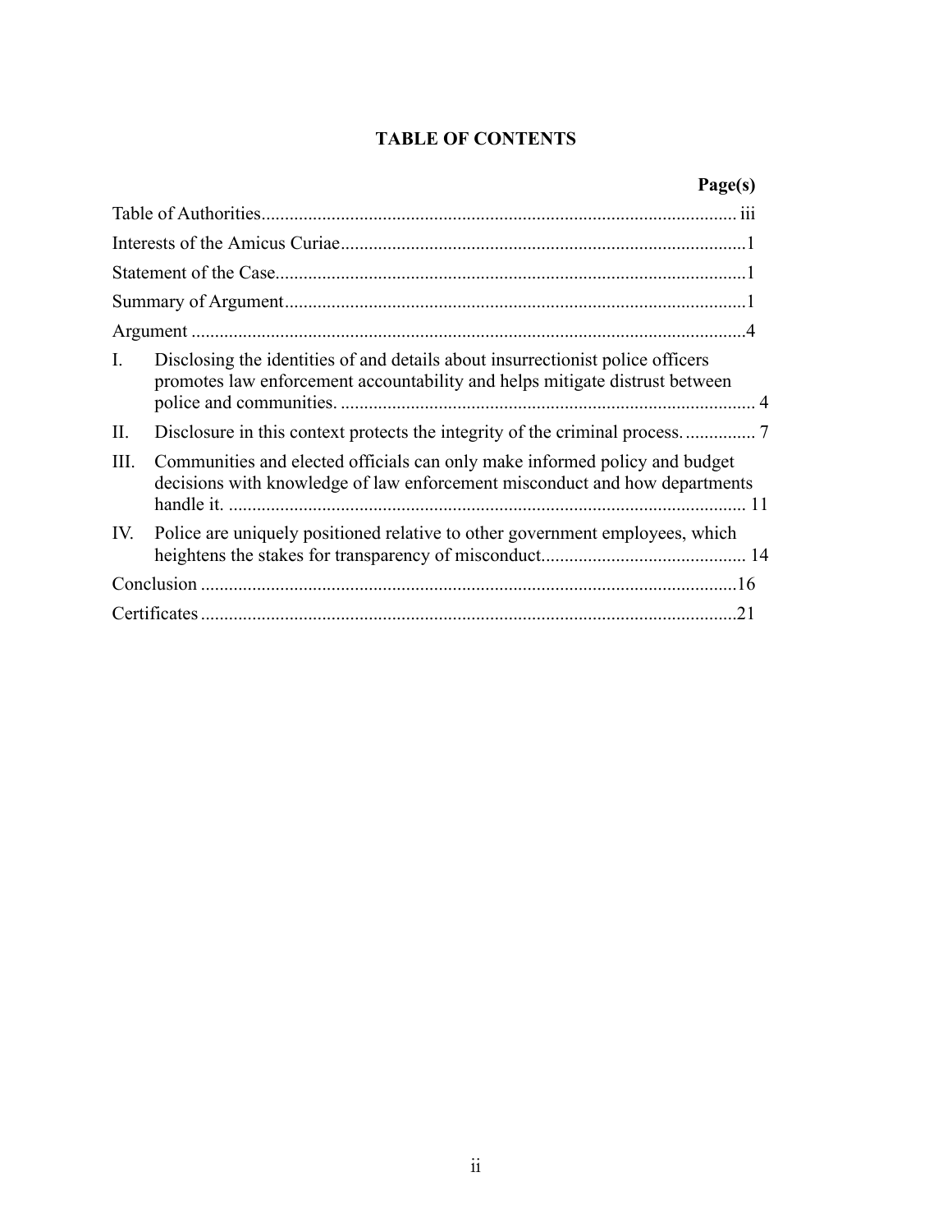# TABLE OF CONTENTS

| | Page(s) |
|---|---|
| Table of Authorities | iii |
| Interests of the Amicus Curiae | 1 |
| Statement of the Case | 1 |
| Summary of Argument | 1 |
| Argument | 4 |
| I. Disclosing the identities of and details about insurrectionist police officers promotes law enforcement accountability and helps mitigate distrust between police and communities. | 4 |
| II. Disclosure in this context protects the integrity of the criminal process. | 7 |
| III. Communities and elected officials can only make informed policy and budget decisions with knowledge of law enforcement misconduct and how departments handle it. | 11 |
| IV. Police are uniquely positioned relative to other government employees, which heightens the stakes for transparency of misconduct. | 14 |
| Conclusion | 16 |
| Certificates | 21 |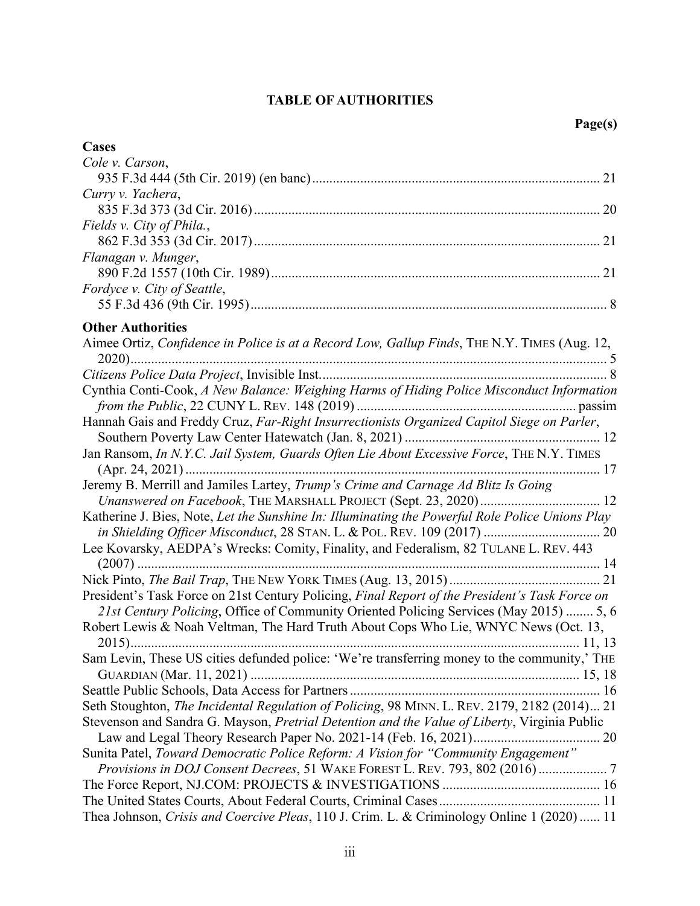# TABLE OF AUTHORITIES

**Page(s)**

**Cases**

*Cole v. Carson*,
935 F.3d 444 (5th Cir. 2019) (en banc) ... 21

*Curry v. Yachera*,
835 F.3d 373 (3d Cir. 2016) ... 20

*Fields v. City of Phila.*,
862 F.3d 353 (3d Cir. 2017) ... 21

*Flanagan v. Munger*,
890 F.2d 1557 (10th Cir. 1989) ... 21

*Fordyce v. City of Seattle*,
55 F.3d 436 (9th Cir. 1995) ... 8

**Other Authorities**

Aimee Ortiz, *Confidence in Police is at a Record Low, Gallup Finds*, THE N.Y. TIMES (Aug. 12, 2020) ... 5

*Citizens Police Data Project*, Invisible Inst. ... 8

Cynthia Conti-Cook, *A New Balance: Weighing Harms of Hiding Police Misconduct Information from the Public*, 22 CUNY L. REV. 148 (2019) ... passim

Hannah Gais and Freddy Cruz, *Far-Right Insurrectionists Organized Capitol Siege on Parler*, Southern Poverty Law Center Hatewatch (Jan. 8, 2021) ... 12

Jan Ransom, *In N.Y.C. Jail System, Guards Often Lie About Excessive Force*, THE N.Y. TIMES (Apr. 24, 2021) ... 17

Jeremy B. Merrill and Jamiles Lartey, *Trump's Crime and Carnage Ad Blitz Is Going Unanswered on Facebook*, THE MARSHALL PROJECT (Sept. 23, 2020) ... 12

Katherine J. Bies, Note, *Let the Sunshine In: Illuminating the Powerful Role Police Unions Play in Shielding Officer Misconduct*, 28 STAN. L. & POL. REV. 109 (2017) ... 20

Lee Kovarsky, AEDPA's Wrecks: Comity, Finality, and Federalism, 82 TULANE L. REV. 443 (2007) ... 14

Nick Pinto, *The Bail Trap*, THE NEW YORK TIMES (Aug. 13, 2015) ... 21

President's Task Force on 21st Century Policing, *Final Report of the President's Task Force on 21st Century Policing*, Office of Community Oriented Policing Services (May 2015) ... 5, 6

Robert Lewis & Noah Veltman, The Hard Truth About Cops Who Lie, WNYC News (Oct. 13, 2015) ... 11, 13

Sam Levin, These US cities defunded police: 'We're transferring money to the community,' THE GUARDIAN (Mar. 11, 2021) ... 15, 18

Seattle Public Schools, Data Access for Partners ... 16

Seth Stoughton, *The Incidental Regulation of Policing*, 98 MINN. L. REV. 2179, 2182 (2014) ... 21

Stevenson and Sandra G. Mayson, *Pretrial Detention and the Value of Liberty*, Virginia Public Law and Legal Theory Research Paper No. 2021-14 (Feb. 16, 2021) ... 20

Sunita Patel, *Toward Democratic Police Reform: A Vision for "Community Engagement" Provisions in DOJ Consent Decrees*, 51 WAKE FOREST L. REV. 793, 802 (2016) ... 7

The Force Report, NJ.COM: PROJECTS & INVESTIGATIONS ... 16

The United States Courts, About Federal Courts, Criminal Cases ... 11

Thea Johnson, *Crisis and Coercive Pleas*, 110 J. Crim. L. & Criminology Online 1 (2020) ... 11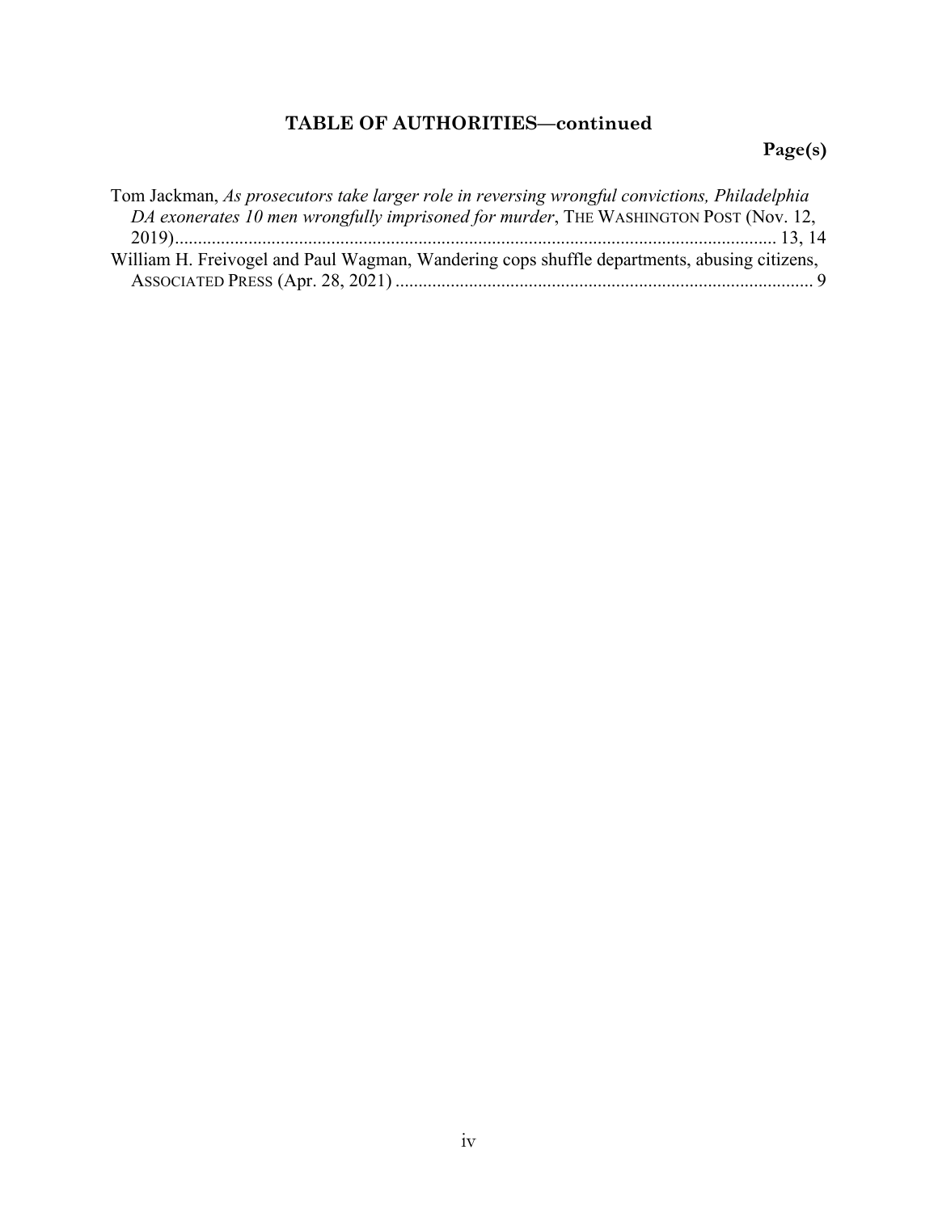## TABLE OF AUTHORITIES—continued

**Page(s)**

Tom Jackman, *As prosecutors take larger role in reversing wrongful convictions, Philadelphia DA exonerates 10 men wrongfully imprisoned for murder*, THE WASHINGTON POST (Nov. 12, 2019).................................................................................................................... 13, 14

William H. Freivogel and Paul Wagman, Wandering cops shuffle departments, abusing citizens, ASSOCIATED PRESS (Apr. 28, 2021) .......................................................................................... 9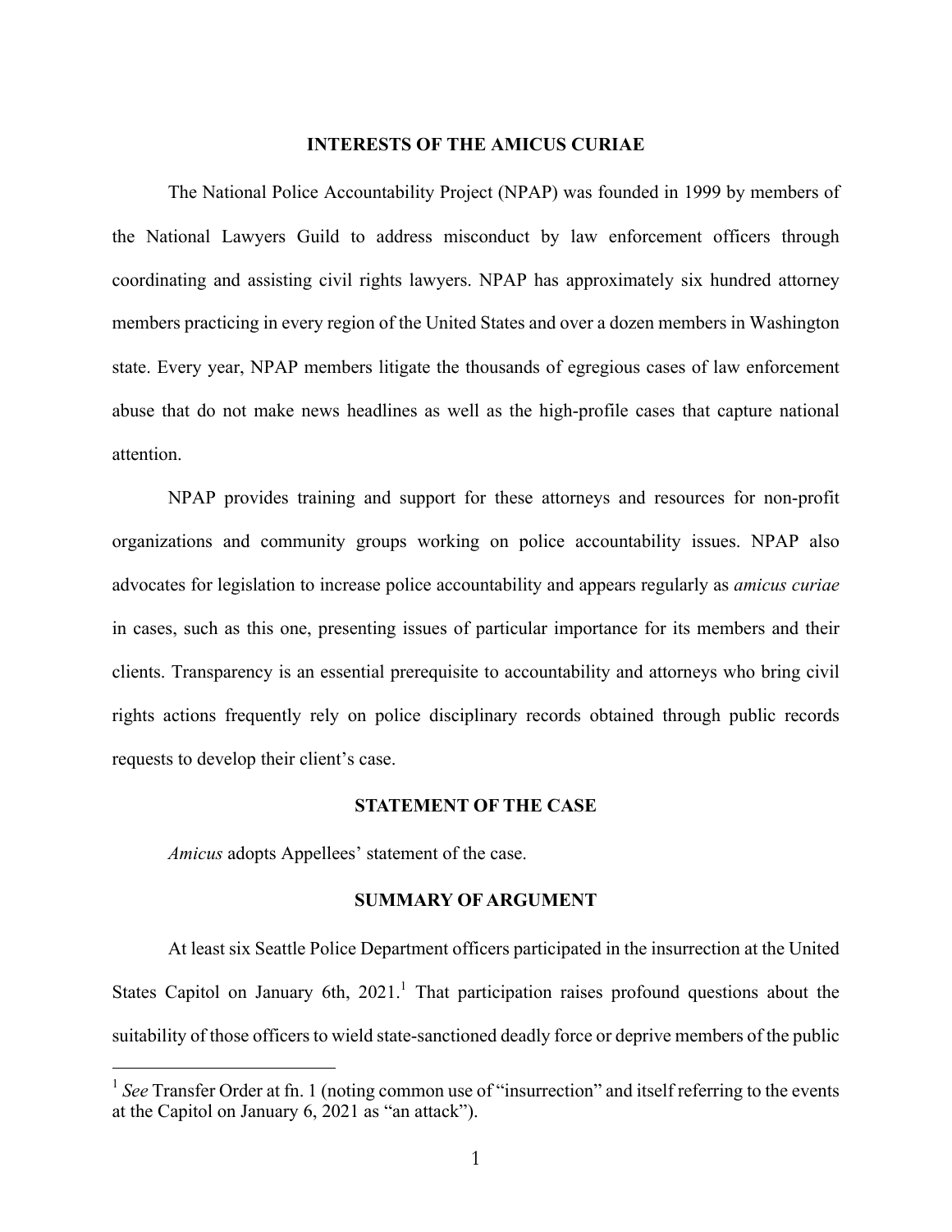## INTERESTS OF THE AMICUS CURIAE

The National Police Accountability Project (NPAP) was founded in 1999 by members of the National Lawyers Guild to address misconduct by law enforcement officers through coordinating and assisting civil rights lawyers. NPAP has approximately six hundred attorney members practicing in every region of the United States and over a dozen members in Washington state. Every year, NPAP members litigate the thousands of egregious cases of law enforcement abuse that do not make news headlines as well as the high-profile cases that capture national attention.

NPAP provides training and support for these attorneys and resources for non-profit organizations and community groups working on police accountability issues. NPAP also advocates for legislation to increase police accountability and appears regularly as *amicus curiae* in cases, such as this one, presenting issues of particular importance for its members and their clients. Transparency is an essential prerequisite to accountability and attorneys who bring civil rights actions frequently rely on police disciplinary records obtained through public records requests to develop their client's case.

## STATEMENT OF THE CASE

*Amicus* adopts Appellees' statement of the case.

## SUMMARY OF ARGUMENT

At least six Seattle Police Department officers participated in the insurrection at the United States Capitol on January 6th, 2021.[1] That participation raises profound questions about the suitability of those officers to wield state-sanctioned deadly force or deprive members of the public

[1] *See* Transfer Order at fn. 1 (noting common use of "insurrection" and itself referring to the events at the Capitol on January 6, 2021 as "an attack").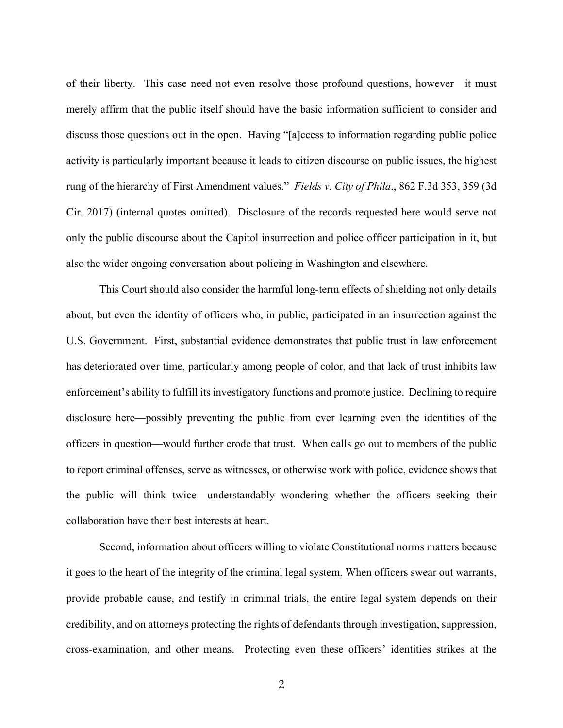of their liberty. This case need not even resolve those profound questions, however—it must merely affirm that the public itself should have the basic information sufficient to consider and discuss those questions out in the open. Having "[a]ccess to information regarding public police activity is particularly important because it leads to citizen discourse on public issues, the highest rung of the hierarchy of First Amendment values." *Fields v. City of Phila*., 862 F.3d 353, 359 (3d Cir. 2017) (internal quotes omitted). Disclosure of the records requested here would serve not only the public discourse about the Capitol insurrection and police officer participation in it, but also the wider ongoing conversation about policing in Washington and elsewhere.

This Court should also consider the harmful long-term effects of shielding not only details about, but even the identity of officers who, in public, participated in an insurrection against the U.S. Government. First, substantial evidence demonstrates that public trust in law enforcement has deteriorated over time, particularly among people of color, and that lack of trust inhibits law enforcement's ability to fulfill its investigatory functions and promote justice. Declining to require disclosure here—possibly preventing the public from ever learning even the identities of the officers in question—would further erode that trust. When calls go out to members of the public to report criminal offenses, serve as witnesses, or otherwise work with police, evidence shows that the public will think twice—understandably wondering whether the officers seeking their collaboration have their best interests at heart.

Second, information about officers willing to violate Constitutional norms matters because it goes to the heart of the integrity of the criminal legal system. When officers swear out warrants, provide probable cause, and testify in criminal trials, the entire legal system depends on their credibility, and on attorneys protecting the rights of defendants through investigation, suppression, cross-examination, and other means. Protecting even these officers' identities strikes at the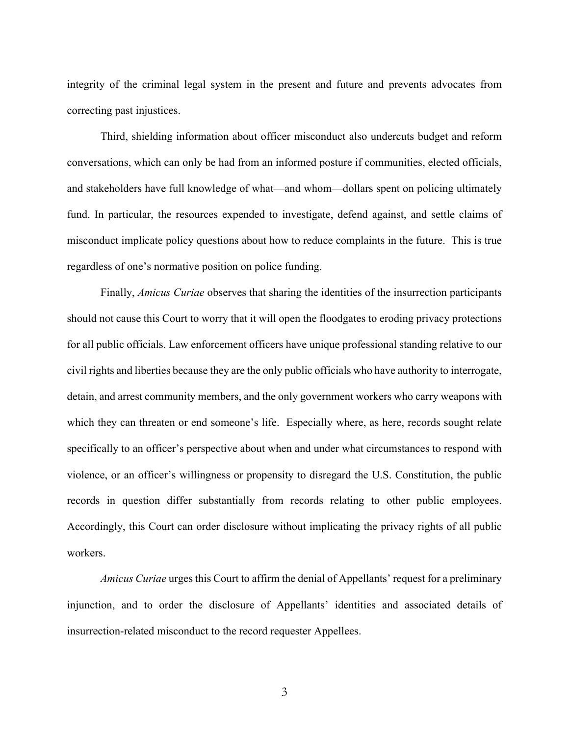integrity of the criminal legal system in the present and future and prevents advocates from correcting past injustices.

Third, shielding information about officer misconduct also undercuts budget and reform conversations, which can only be had from an informed posture if communities, elected officials, and stakeholders have full knowledge of what—and whom—dollars spent on policing ultimately fund. In particular, the resources expended to investigate, defend against, and settle claims of misconduct implicate policy questions about how to reduce complaints in the future. This is true regardless of one's normative position on police funding.

Finally, *Amicus Curiae* observes that sharing the identities of the insurrection participants should not cause this Court to worry that it will open the floodgates to eroding privacy protections for all public officials. Law enforcement officers have unique professional standing relative to our civil rights and liberties because they are the only public officials who have authority to interrogate, detain, and arrest community members, and the only government workers who carry weapons with which they can threaten or end someone's life. Especially where, as here, records sought relate specifically to an officer's perspective about when and under what circumstances to respond with violence, or an officer's willingness or propensity to disregard the U.S. Constitution, the public records in question differ substantially from records relating to other public employees. Accordingly, this Court can order disclosure without implicating the privacy rights of all public workers.

*Amicus Curiae* urges this Court to affirm the denial of Appellants' request for a preliminary injunction, and to order the disclosure of Appellants' identities and associated details of insurrection-related misconduct to the record requester Appellees.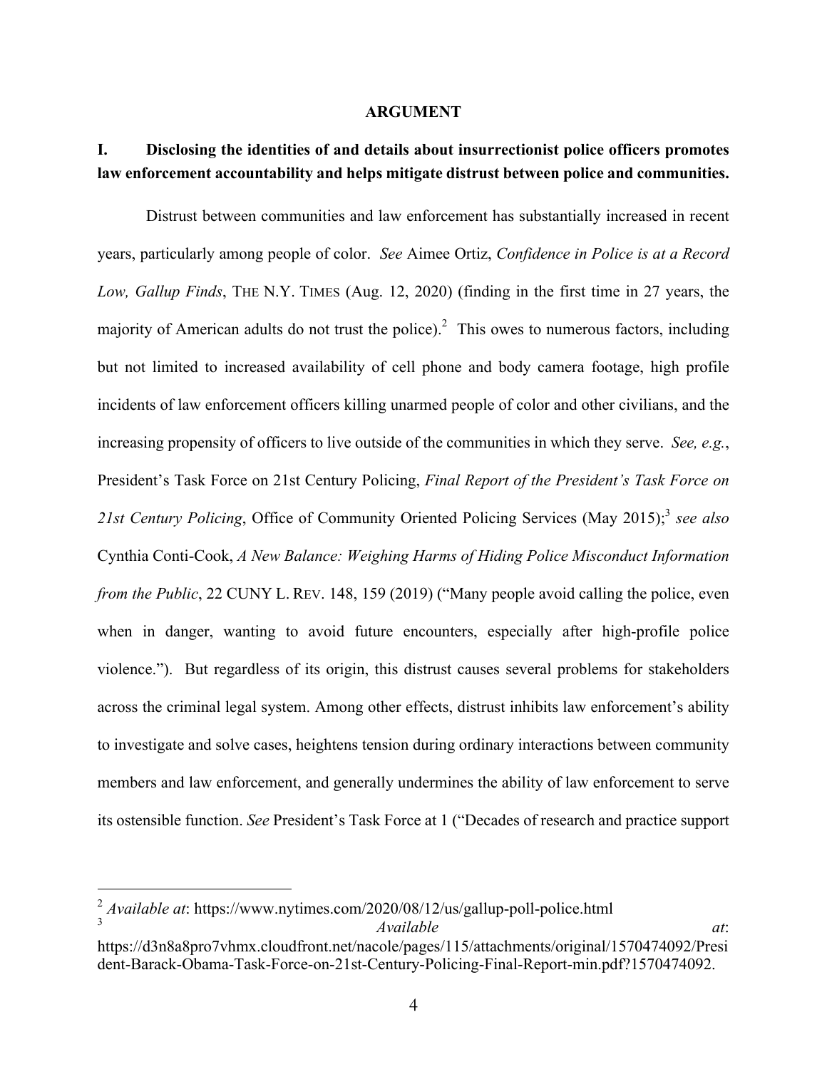## ARGUMENT

### I. Disclosing the identities of and details about insurrectionist police officers promotes law enforcement accountability and helps mitigate distrust between police and communities.

Distrust between communities and law enforcement has substantially increased in recent years, particularly among people of color. *See* Aimee Ortiz, *Confidence in Police is at a Record Low, Gallup Finds*, THE N.Y. TIMES (Aug. 12, 2020) (finding in the first time in 27 years, the majority of American adults do not trust the police).[2] This owes to numerous factors, including but not limited to increased availability of cell phone and body camera footage, high profile incidents of law enforcement officers killing unarmed people of color and other civilians, and the increasing propensity of officers to live outside of the communities in which they serve. *See, e.g.*, President's Task Force on 21st Century Policing, *Final Report of the President's Task Force on 21st Century Policing*, Office of Community Oriented Policing Services (May 2015);[3] *see also* Cynthia Conti-Cook, *A New Balance: Weighing Harms of Hiding Police Misconduct Information from the Public*, 22 CUNY L. REV. 148, 159 (2019) ("Many people avoid calling the police, even when in danger, wanting to avoid future encounters, especially after high-profile police violence."). But regardless of its origin, this distrust causes several problems for stakeholders across the criminal legal system. Among other effects, distrust inhibits law enforcement's ability to investigate and solve cases, heightens tension during ordinary interactions between community members and law enforcement, and generally undermines the ability of law enforcement to serve its ostensible function. *See* President's Task Force at 1 ("Decades of research and practice support

---

[2] *Available at*: https://www.nytimes.com/2020/08/12/us/gallup-poll-police.html

[3] *Available at*: https://d3n8a8pro7vhmx.cloudfront.net/nacole/pages/115/attachments/original/1570474092/President-Barack-Obama-Task-Force-on-21st-Century-Policing-Final-Report-min.pdf?1570474092.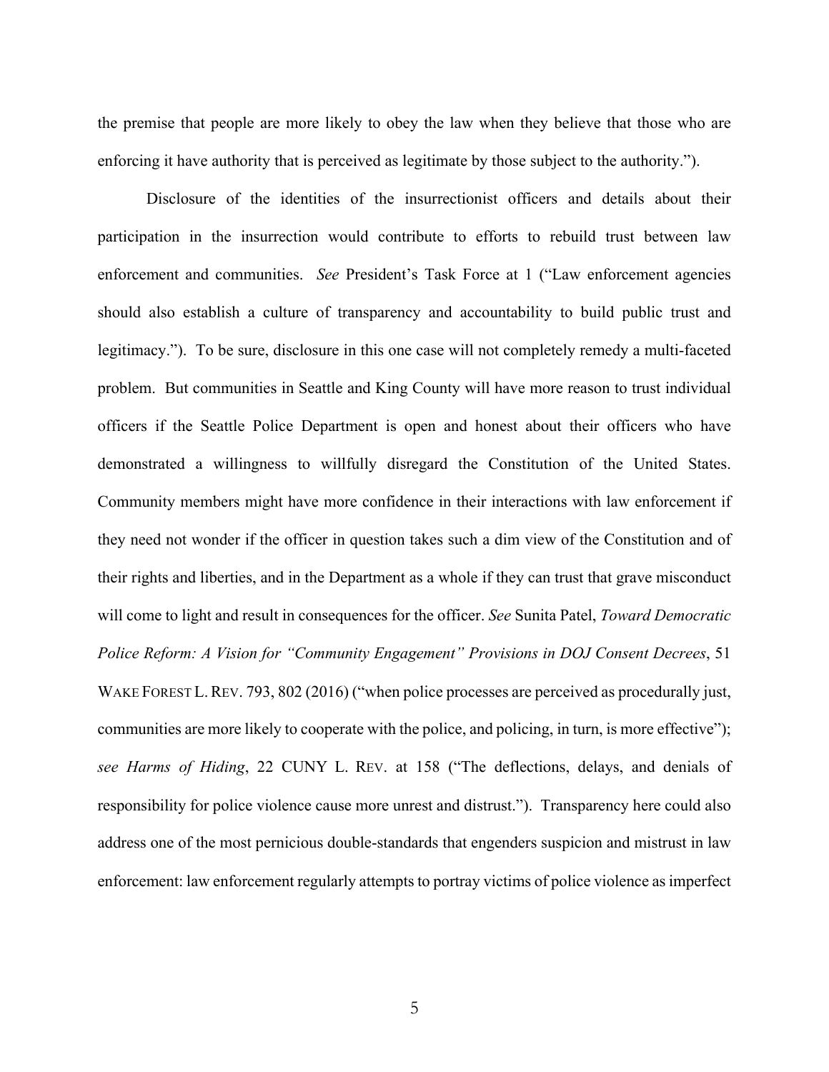the premise that people are more likely to obey the law when they believe that those who are enforcing it have authority that is perceived as legitimate by those subject to the authority.").

Disclosure of the identities of the insurrectionist officers and details about their participation in the insurrection would contribute to efforts to rebuild trust between law enforcement and communities. *See* President's Task Force at 1 ("Law enforcement agencies should also establish a culture of transparency and accountability to build public trust and legitimacy."). To be sure, disclosure in this one case will not completely remedy a multi-faceted problem. But communities in Seattle and King County will have more reason to trust individual officers if the Seattle Police Department is open and honest about their officers who have demonstrated a willingness to willfully disregard the Constitution of the United States. Community members might have more confidence in their interactions with law enforcement if they need not wonder if the officer in question takes such a dim view of the Constitution and of their rights and liberties, and in the Department as a whole if they can trust that grave misconduct will come to light and result in consequences for the officer. *See* Sunita Patel, *Toward Democratic Police Reform: A Vision for "Community Engagement" Provisions in DOJ Consent Decrees*, 51 WAKE FOREST L. REV. 793, 802 (2016) ("when police processes are perceived as procedurally just, communities are more likely to cooperate with the police, and policing, in turn, is more effective"); *see Harms of Hiding*, 22 CUNY L. REV. at 158 ("The deflections, delays, and denials of responsibility for police violence cause more unrest and distrust."). Transparency here could also address one of the most pernicious double-standards that engenders suspicion and mistrust in law enforcement: law enforcement regularly attempts to portray victims of police violence as imperfect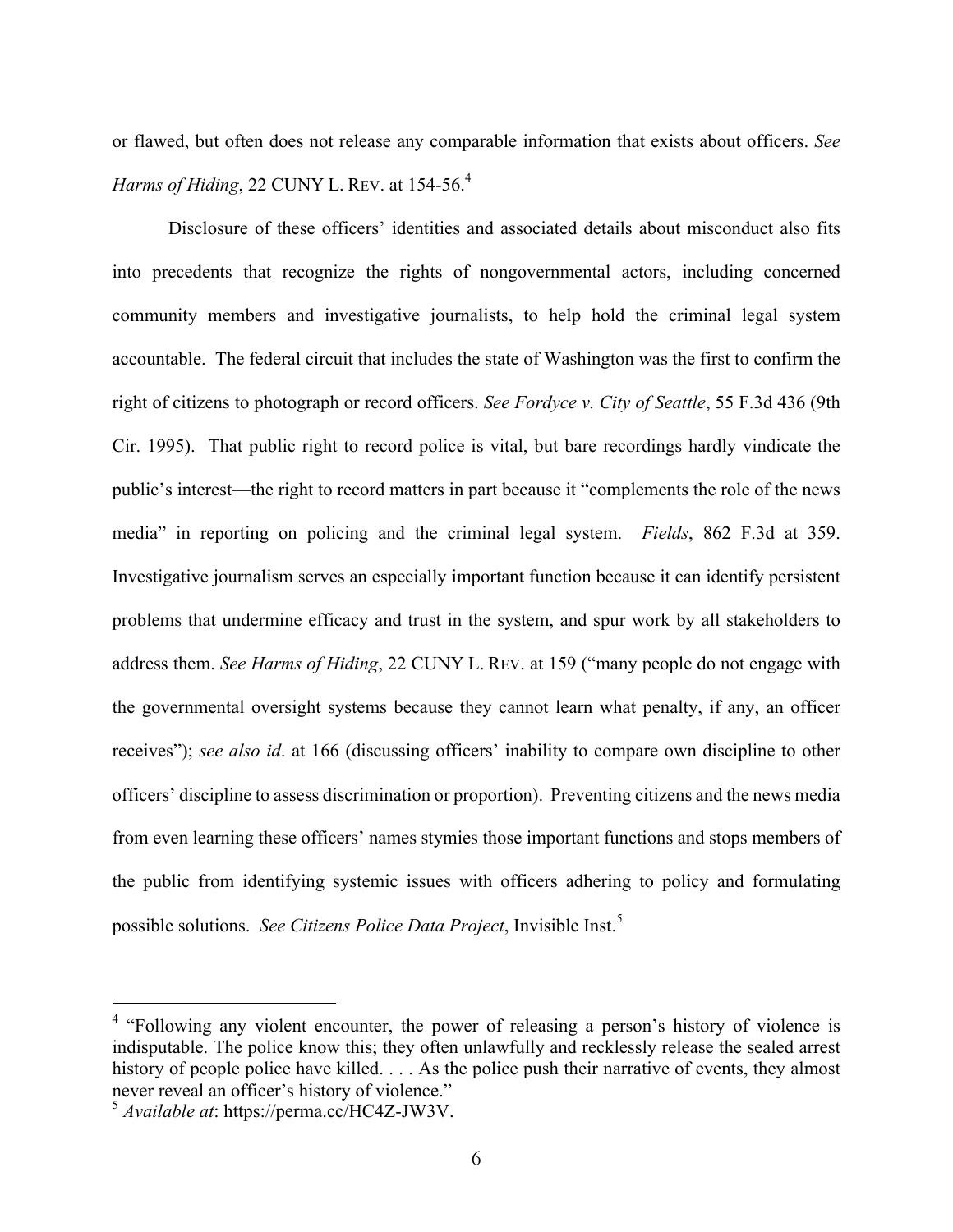or flawed, but often does not release any comparable information that exists about officers. *See Harms of Hiding*, 22 CUNY L. REV. at 154-56.[4]

Disclosure of these officers' identities and associated details about misconduct also fits into precedents that recognize the rights of nongovernmental actors, including concerned community members and investigative journalists, to help hold the criminal legal system accountable. The federal circuit that includes the state of Washington was the first to confirm the right of citizens to photograph or record officers. *See Fordyce v. City of Seattle*, 55 F.3d 436 (9th Cir. 1995). That public right to record police is vital, but bare recordings hardly vindicate the public's interest—the right to record matters in part because it "complements the role of the news media" in reporting on policing and the criminal legal system. *Fields*, 862 F.3d at 359. Investigative journalism serves an especially important function because it can identify persistent problems that undermine efficacy and trust in the system, and spur work by all stakeholders to address them. *See Harms of Hiding*, 22 CUNY L. REV. at 159 ("many people do not engage with the governmental oversight systems because they cannot learn what penalty, if any, an officer receives"); *see also id*. at 166 (discussing officers' inability to compare own discipline to other officers' discipline to assess discrimination or proportion). Preventing citizens and the news media from even learning these officers' names stymies those important functions and stops members of the public from identifying systemic issues with officers adhering to policy and formulating possible solutions. *See Citizens Police Data Project*, Invisible Inst.[5]

---

[4] "Following any violent encounter, the power of releasing a person's history of violence is indisputable. The police know this; they often unlawfully and recklessly release the sealed arrest history of people police have killed. . . . As the police push their narrative of events, they almost never reveal an officer's history of violence."

[5] *Available at*: https://perma.cc/HC4Z-JW3V.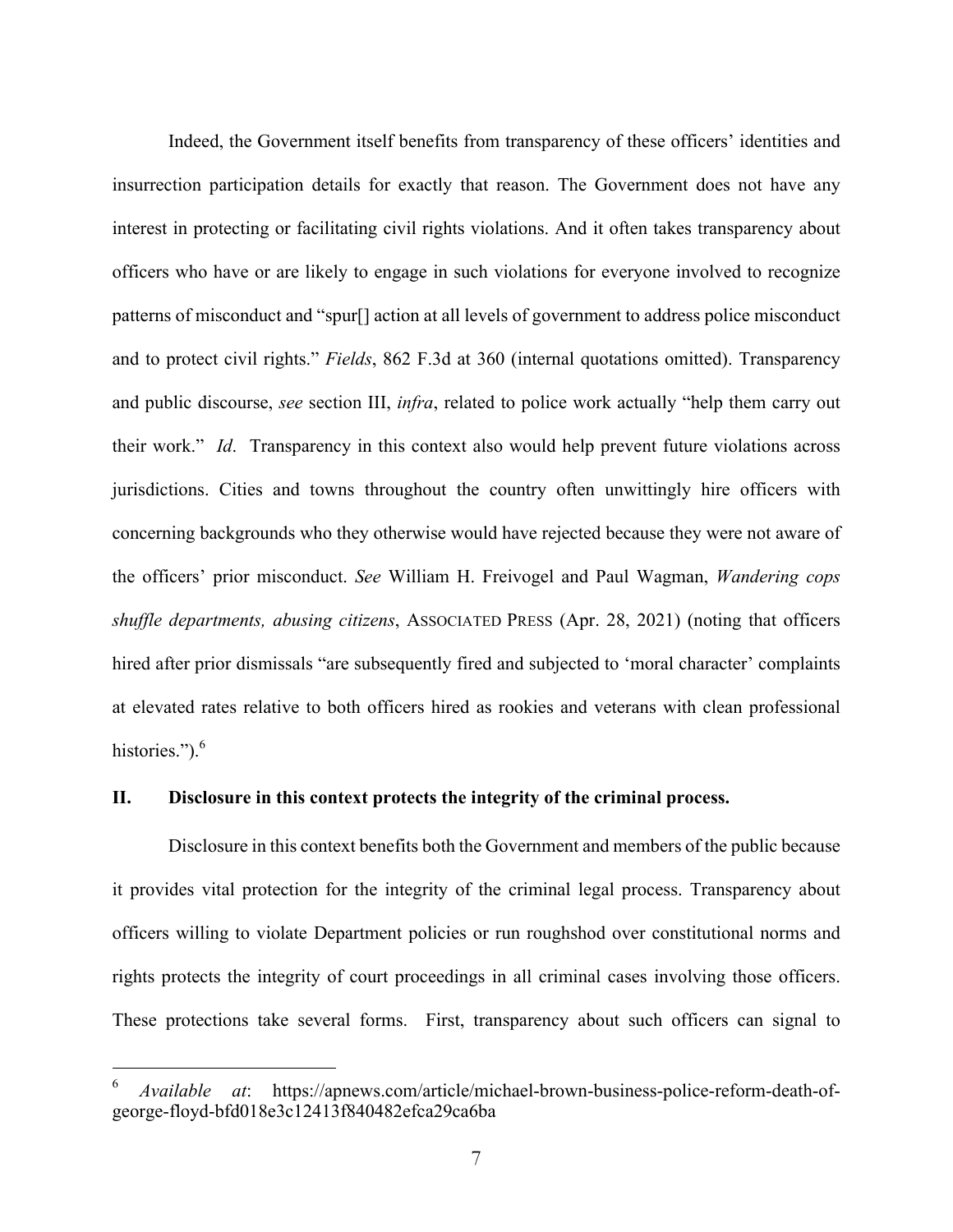Indeed, the Government itself benefits from transparency of these officers' identities and insurrection participation details for exactly that reason. The Government does not have any interest in protecting or facilitating civil rights violations. And it often takes transparency about officers who have or are likely to engage in such violations for everyone involved to recognize patterns of misconduct and "spur[] action at all levels of government to address police misconduct and to protect civil rights." *Fields*, 862 F.3d at 360 (internal quotations omitted). Transparency and public discourse, *see* section III, *infra*, related to police work actually "help them carry out their work." *Id*. Transparency in this context also would help prevent future violations across jurisdictions. Cities and towns throughout the country often unwittingly hire officers with concerning backgrounds who they otherwise would have rejected because they were not aware of the officers' prior misconduct. *See* William H. Freivogel and Paul Wagman, *Wandering cops shuffle departments, abusing citizens*, ASSOCIATED PRESS (Apr. 28, 2021) (noting that officers hired after prior dismissals "are subsequently fired and subjected to 'moral character' complaints at elevated rates relative to both officers hired as rookies and veterans with clean professional histories.").[6]

## II. Disclosure in this context protects the integrity of the criminal process.

Disclosure in this context benefits both the Government and members of the public because it provides vital protection for the integrity of the criminal legal process. Transparency about officers willing to violate Department policies or run roughshod over constitutional norms and rights protects the integrity of court proceedings in all criminal cases involving those officers. These protections take several forms. First, transparency about such officers can signal to

---

[6] *Available at*: https://apnews.com/article/michael-brown-business-police-reform-death-of-george-floyd-bfd018e3c12413f840482efca29ca6ba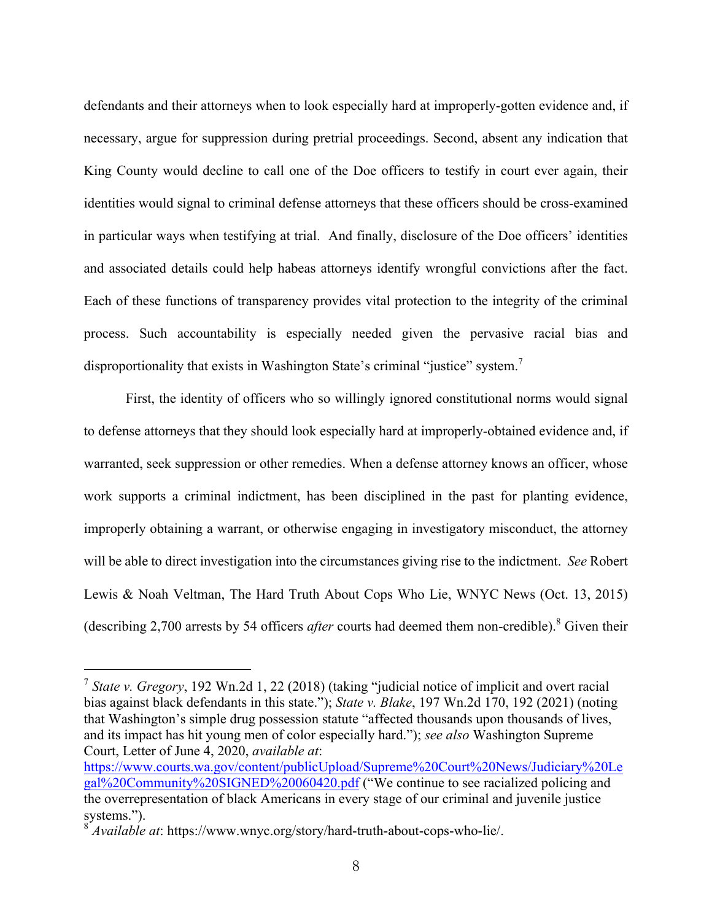defendants and their attorneys when to look especially hard at improperly-gotten evidence and, if necessary, argue for suppression during pretrial proceedings. Second, absent any indication that King County would decline to call one of the Doe officers to testify in court ever again, their identities would signal to criminal defense attorneys that these officers should be cross-examined in particular ways when testifying at trial. And finally, disclosure of the Doe officers' identities and associated details could help habeas attorneys identify wrongful convictions after the fact. Each of these functions of transparency provides vital protection to the integrity of the criminal process. Such accountability is especially needed given the pervasive racial bias and disproportionality that exists in Washington State's criminal "justice" system.[7]

First, the identity of officers who so willingly ignored constitutional norms would signal to defense attorneys that they should look especially hard at improperly-obtained evidence and, if warranted, seek suppression or other remedies. When a defense attorney knows an officer, whose work supports a criminal indictment, has been disciplined in the past for planting evidence, improperly obtaining a warrant, or otherwise engaging in investigatory misconduct, the attorney will be able to direct investigation into the circumstances giving rise to the indictment. *See* Robert Lewis & Noah Veltman, The Hard Truth About Cops Who Lie, WNYC News (Oct. 13, 2015) (describing 2,700 arrests by 54 officers *after* courts had deemed them non-credible).[8] Given their

---

[7] *State v. Gregory*, 192 Wn.2d 1, 22 (2018) (taking "judicial notice of implicit and overt racial bias against black defendants in this state."); *State v. Blake*, 197 Wn.2d 170, 192 (2021) (noting that Washington's simple drug possession statute "affected thousands upon thousands of lives, and its impact has hit young men of color especially hard."); *see also* Washington Supreme Court, Letter of June 4, 2020, *available at*: https://www.courts.wa.gov/content/publicUpload/Supreme%20Court%20News/Judiciary%20Legal%20Community%20SIGNED%20060420.pdf ("We continue to see racialized policing and the overrepresentation of black Americans in every stage of our criminal and juvenile justice systems.").

[8] *Available at*: https://www.wnyc.org/story/hard-truth-about-cops-who-lie/.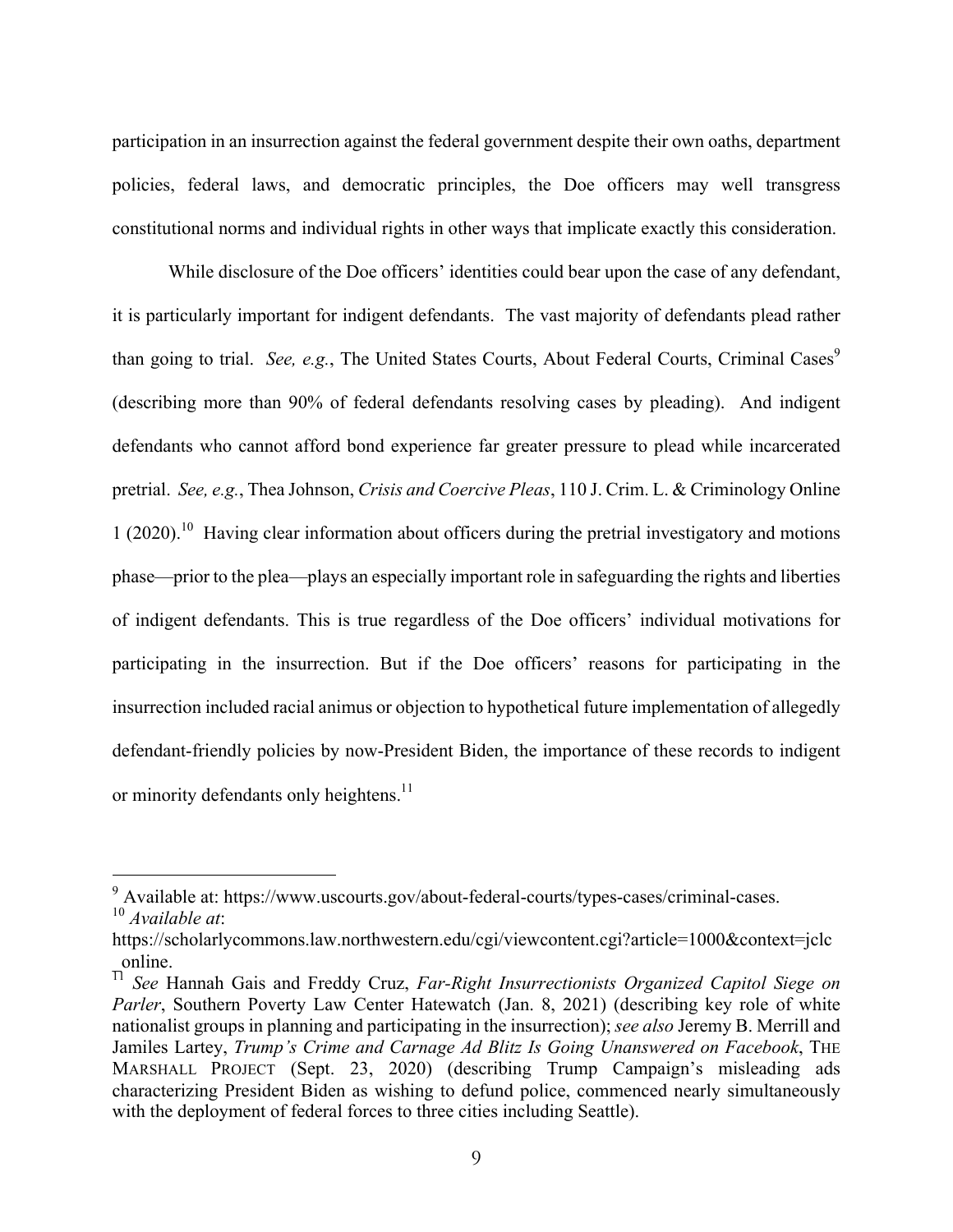participation in an insurrection against the federal government despite their own oaths, department policies, federal laws, and democratic principles, the Doe officers may well transgress constitutional norms and individual rights in other ways that implicate exactly this consideration.

While disclosure of the Doe officers' identities could bear upon the case of any defendant, it is particularly important for indigent defendants. The vast majority of defendants plead rather than going to trial. *See, e.g.*, The United States Courts, About Federal Courts, Criminal Cases[9] (describing more than 90% of federal defendants resolving cases by pleading). And indigent defendants who cannot afford bond experience far greater pressure to plead while incarcerated pretrial. *See, e.g.*, Thea Johnson, *Crisis and Coercive Pleas*, 110 J. Crim. L. & Criminology Online 1 (2020).[10] Having clear information about officers during the pretrial investigatory and motions phase—prior to the plea—plays an especially important role in safeguarding the rights and liberties of indigent defendants. This is true regardless of the Doe officers' individual motivations for participating in the insurrection. But if the Doe officers' reasons for participating in the insurrection included racial animus or objection to hypothetical future implementation of allegedly defendant-friendly policies by now-President Biden, the importance of these records to indigent or minority defendants only heightens.[11]

---

[9] Available at: https://www.uscourts.gov/about-federal-courts/types-cases/criminal-cases.

[10] *Available at*: https://scholarlycommons.law.northwestern.edu/cgi/viewcontent.cgi?article=1000&context=jclconline.

[11] *See* Hannah Gais and Freddy Cruz, *Far-Right Insurrectionists Organized Capitol Siege on Parler*, Southern Poverty Law Center Hatewatch (Jan. 8, 2021) (describing key role of white nationalist groups in planning and participating in the insurrection); *see also* Jeremy B. Merrill and Jamiles Lartey, *Trump's Crime and Carnage Ad Blitz Is Going Unanswered on Facebook*, THE MARSHALL PROJECT (Sept. 23, 2020) (describing Trump Campaign's misleading ads characterizing President Biden as wishing to defund police, commenced nearly simultaneously with the deployment of federal forces to three cities including Seattle).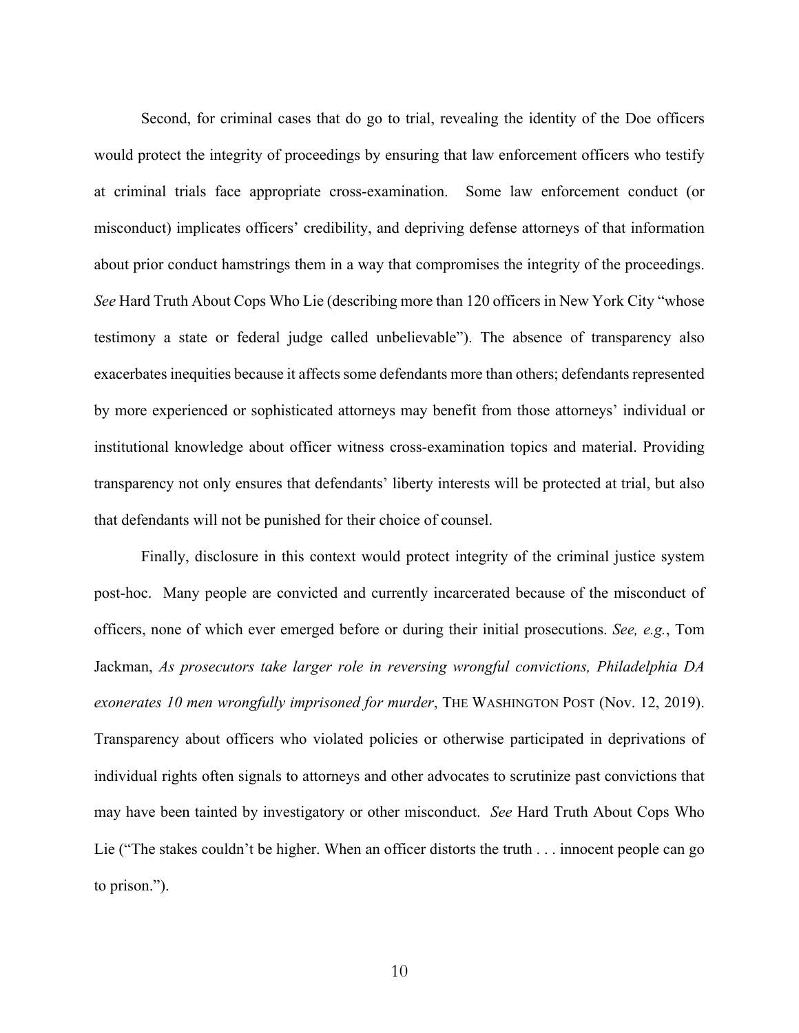Second, for criminal cases that do go to trial, revealing the identity of the Doe officers would protect the integrity of proceedings by ensuring that law enforcement officers who testify at criminal trials face appropriate cross-examination. Some law enforcement conduct (or misconduct) implicates officers' credibility, and depriving defense attorneys of that information about prior conduct hamstrings them in a way that compromises the integrity of the proceedings. *See* Hard Truth About Cops Who Lie (describing more than 120 officers in New York City "whose testimony a state or federal judge called unbelievable"). The absence of transparency also exacerbates inequities because it affects some defendants more than others; defendants represented by more experienced or sophisticated attorneys may benefit from those attorneys' individual or institutional knowledge about officer witness cross-examination topics and material. Providing transparency not only ensures that defendants' liberty interests will be protected at trial, but also that defendants will not be punished for their choice of counsel.

Finally, disclosure in this context would protect integrity of the criminal justice system post-hoc. Many people are convicted and currently incarcerated because of the misconduct of officers, none of which ever emerged before or during their initial prosecutions. *See, e.g.*, Tom Jackman, *As prosecutors take larger role in reversing wrongful convictions, Philadelphia DA exonerates 10 men wrongfully imprisoned for murder*, THE WASHINGTON POST (Nov. 12, 2019). Transparency about officers who violated policies or otherwise participated in deprivations of individual rights often signals to attorneys and other advocates to scrutinize past convictions that may have been tainted by investigatory or other misconduct. *See* Hard Truth About Cops Who Lie ("The stakes couldn't be higher. When an officer distorts the truth . . . innocent people can go to prison.").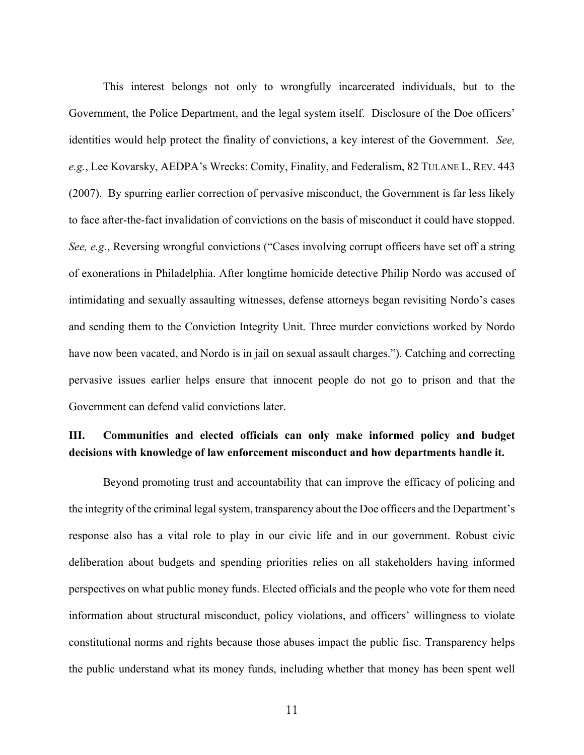This interest belongs not only to wrongfully incarcerated individuals, but to the Government, the Police Department, and the legal system itself. Disclosure of the Doe officers' identities would help protect the finality of convictions, a key interest of the Government. *See, e.g.*, Lee Kovarsky, AEDPA's Wrecks: Comity, Finality, and Federalism, 82 TULANE L. REV. 443 (2007). By spurring earlier correction of pervasive misconduct, the Government is far less likely to face after-the-fact invalidation of convictions on the basis of misconduct it could have stopped. *See, e.g.*, Reversing wrongful convictions ("Cases involving corrupt officers have set off a string of exonerations in Philadelphia. After longtime homicide detective Philip Nordo was accused of intimidating and sexually assaulting witnesses, defense attorneys began revisiting Nordo's cases and sending them to the Conviction Integrity Unit. Three murder convictions worked by Nordo have now been vacated, and Nordo is in jail on sexual assault charges."). Catching and correcting pervasive issues earlier helps ensure that innocent people do not go to prison and that the Government can defend valid convictions later.

## III. Communities and elected officials can only make informed policy and budget decisions with knowledge of law enforcement misconduct and how departments handle it.

Beyond promoting trust and accountability that can improve the efficacy of policing and the integrity of the criminal legal system, transparency about the Doe officers and the Department's response also has a vital role to play in our civic life and in our government. Robust civic deliberation about budgets and spending priorities relies on all stakeholders having informed perspectives on what public money funds. Elected officials and the people who vote for them need information about structural misconduct, policy violations, and officers' willingness to violate constitutional norms and rights because those abuses impact the public fisc. Transparency helps the public understand what its money funds, including whether that money has been spent well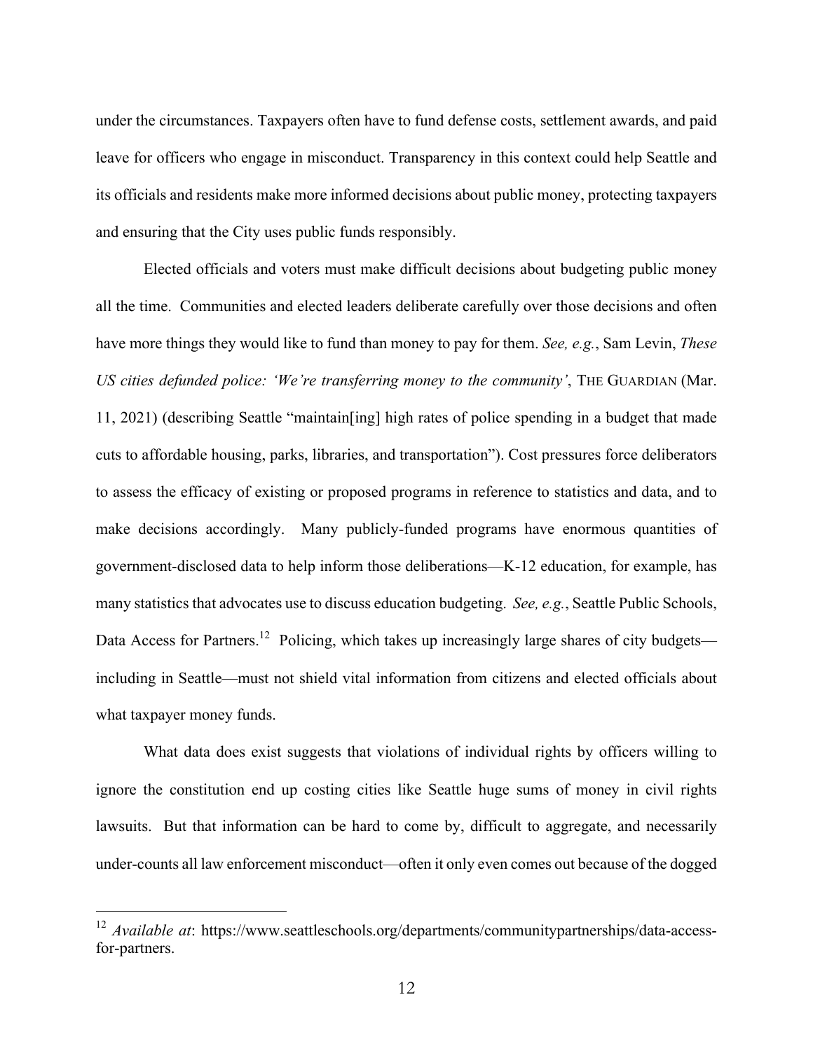under the circumstances. Taxpayers often have to fund defense costs, settlement awards, and paid leave for officers who engage in misconduct. Transparency in this context could help Seattle and its officials and residents make more informed decisions about public money, protecting taxpayers and ensuring that the City uses public funds responsibly.

Elected officials and voters must make difficult decisions about budgeting public money all the time. Communities and elected leaders deliberate carefully over those decisions and often have more things they would like to fund than money to pay for them. *See, e.g.*, Sam Levin, *These US cities defunded police: 'We're transferring money to the community'*, THE GUARDIAN (Mar. 11, 2021) (describing Seattle "maintain[ing] high rates of police spending in a budget that made cuts to affordable housing, parks, libraries, and transportation"). Cost pressures force deliberators to assess the efficacy of existing or proposed programs in reference to statistics and data, and to make decisions accordingly. Many publicly-funded programs have enormous quantities of government-disclosed data to help inform those deliberations—K-12 education, for example, has many statistics that advocates use to discuss education budgeting. *See, e.g.*, Seattle Public Schools, Data Access for Partners.[12] Policing, which takes up increasingly large shares of city budgets—including in Seattle—must not shield vital information from citizens and elected officials about what taxpayer money funds.

What data does exist suggests that violations of individual rights by officers willing to ignore the constitution end up costing cities like Seattle huge sums of money in civil rights lawsuits. But that information can be hard to come by, difficult to aggregate, and necessarily under-counts all law enforcement misconduct—often it only even comes out because of the dogged

---

[12] *Available at*: https://www.seattleschools.org/departments/communitypartnerships/data-access-for-partners.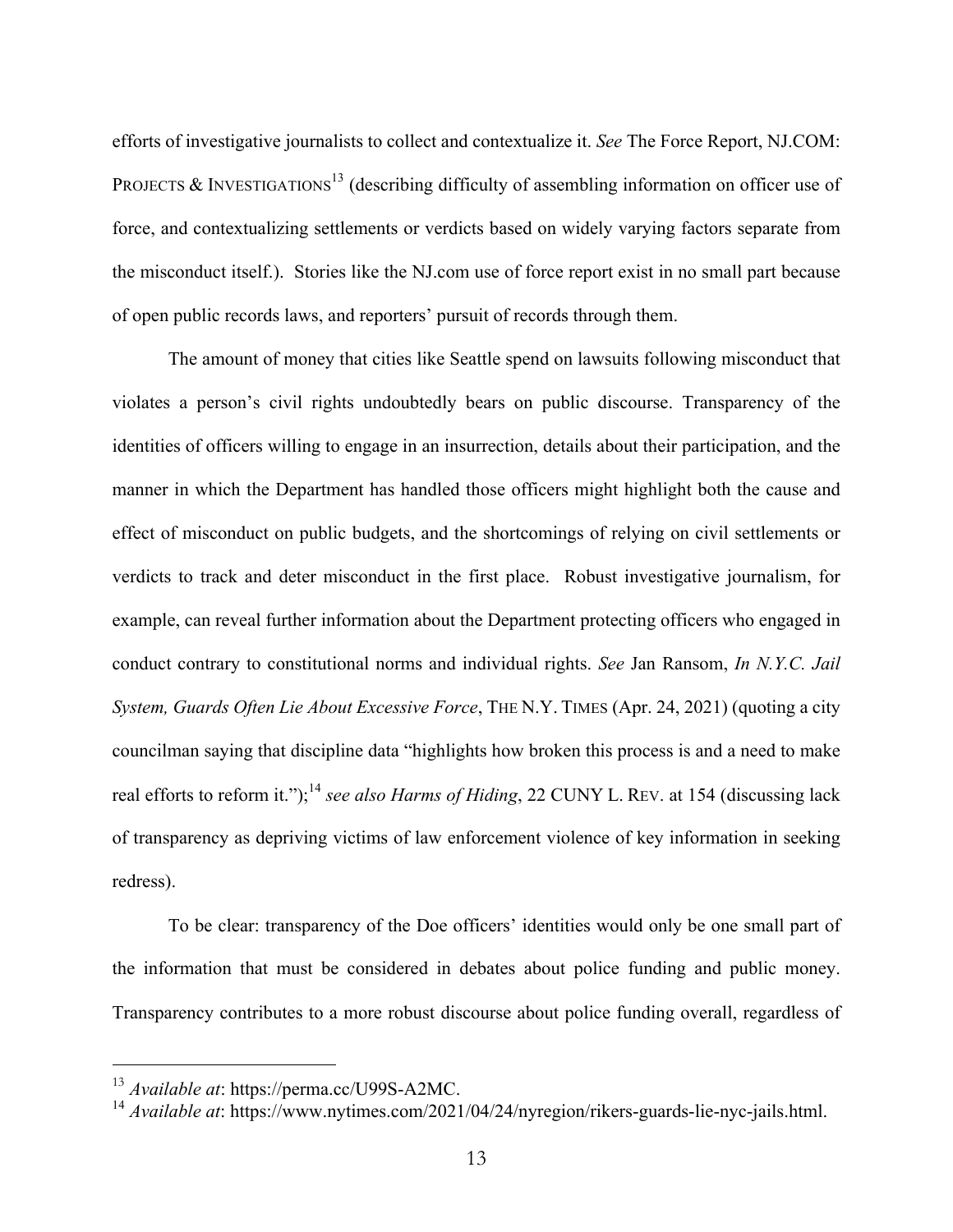efforts of investigative journalists to collect and contextualize it. *See* The Force Report, NJ.COM: PROJECTS & INVESTIGATIONS[13] (describing difficulty of assembling information on officer use of force, and contextualizing settlements or verdicts based on widely varying factors separate from the misconduct itself.). Stories like the NJ.com use of force report exist in no small part because of open public records laws, and reporters' pursuit of records through them.

The amount of money that cities like Seattle spend on lawsuits following misconduct that violates a person's civil rights undoubtedly bears on public discourse. Transparency of the identities of officers willing to engage in an insurrection, details about their participation, and the manner in which the Department has handled those officers might highlight both the cause and effect of misconduct on public budgets, and the shortcomings of relying on civil settlements or verdicts to track and deter misconduct in the first place. Robust investigative journalism, for example, can reveal further information about the Department protecting officers who engaged in conduct contrary to constitutional norms and individual rights. *See* Jan Ransom, *In N.Y.C. Jail System, Guards Often Lie About Excessive Force*, THE N.Y. TIMES (Apr. 24, 2021) (quoting a city councilman saying that discipline data "highlights how broken this process is and a need to make real efforts to reform it.");[14] *see also Harms of Hiding*, 22 CUNY L. REV. at 154 (discussing lack of transparency as depriving victims of law enforcement violence of key information in seeking redress).

To be clear: transparency of the Doe officers' identities would only be one small part of the information that must be considered in debates about police funding and public money. Transparency contributes to a more robust discourse about police funding overall, regardless of

---

[13] *Available at*: https://perma.cc/U99S-A2MC.

[14] *Available at*: https://www.nytimes.com/2021/04/24/nyregion/rikers-guards-lie-nyc-jails.html.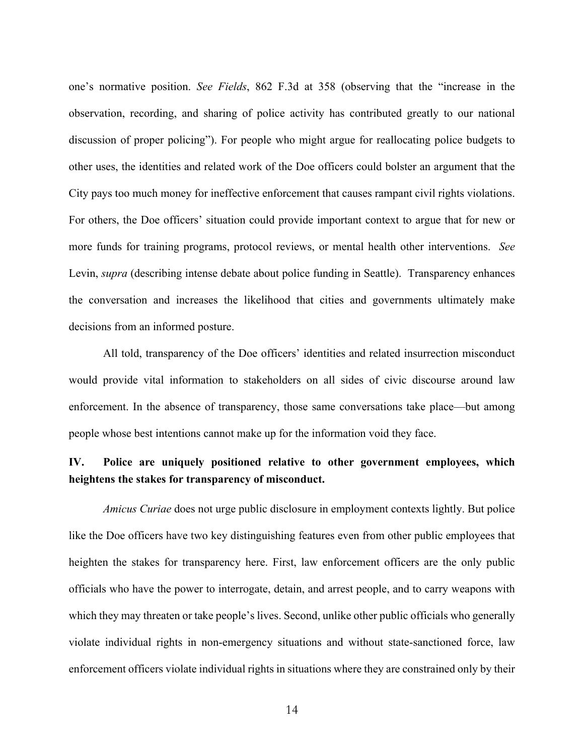one's normative position. *See Fields*, 862 F.3d at 358 (observing that the "increase in the observation, recording, and sharing of police activity has contributed greatly to our national discussion of proper policing"). For people who might argue for reallocating police budgets to other uses, the identities and related work of the Doe officers could bolster an argument that the City pays too much money for ineffective enforcement that causes rampant civil rights violations. For others, the Doe officers' situation could provide important context to argue that for new or more funds for training programs, protocol reviews, or mental health other interventions. *See* Levin, *supra* (describing intense debate about police funding in Seattle). Transparency enhances the conversation and increases the likelihood that cities and governments ultimately make decisions from an informed posture.

All told, transparency of the Doe officers' identities and related insurrection misconduct would provide vital information to stakeholders on all sides of civic discourse around law enforcement. In the absence of transparency, those same conversations take place—but among people whose best intentions cannot make up for the information void they face.

## IV. Police are uniquely positioned relative to other government employees, which heightens the stakes for transparency of misconduct.

*Amicus Curiae* does not urge public disclosure in employment contexts lightly. But police like the Doe officers have two key distinguishing features even from other public employees that heighten the stakes for transparency here. First, law enforcement officers are the only public officials who have the power to interrogate, detain, and arrest people, and to carry weapons with which they may threaten or take people's lives. Second, unlike other public officials who generally violate individual rights in non-emergency situations and without state-sanctioned force, law enforcement officers violate individual rights in situations where they are constrained only by their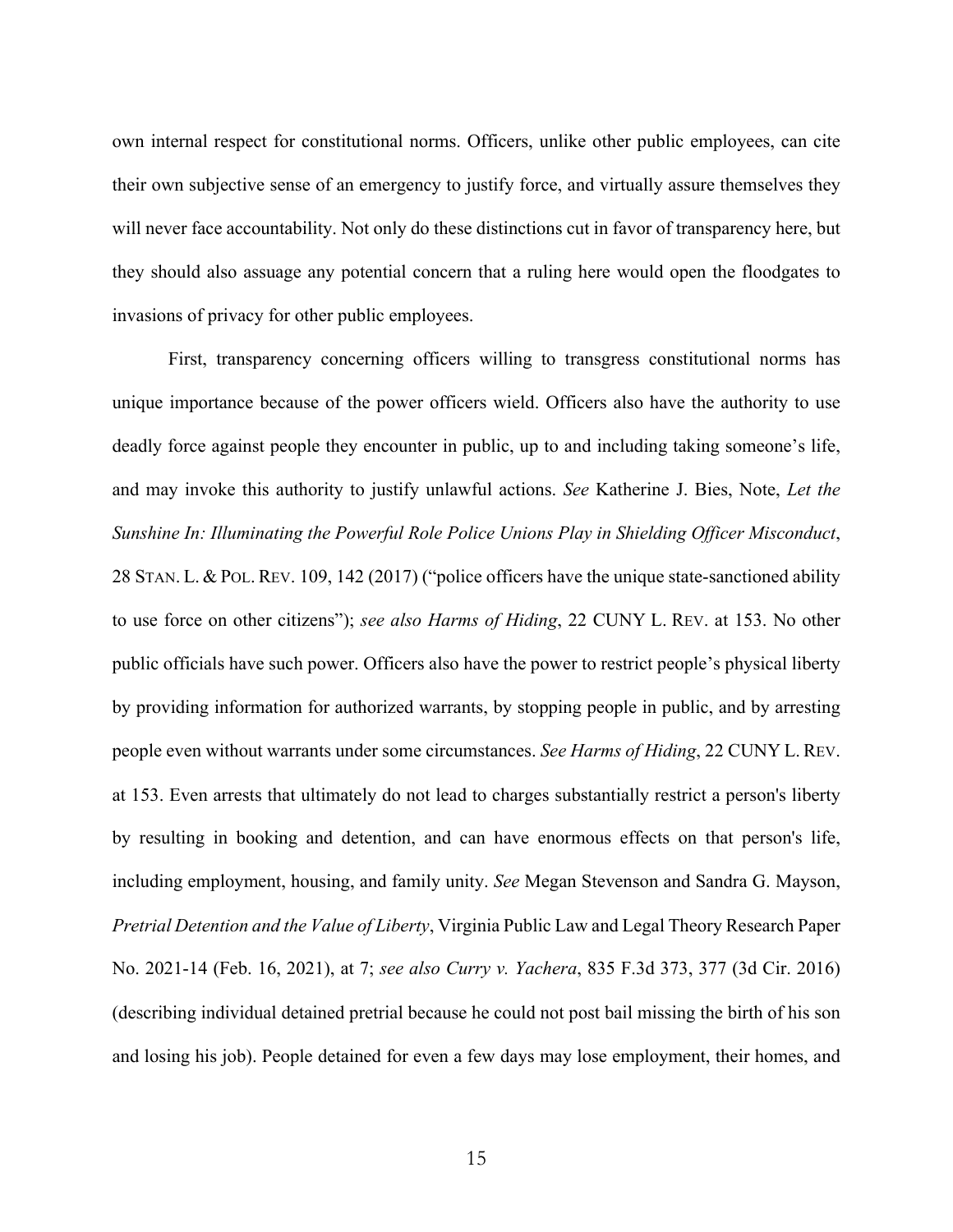own internal respect for constitutional norms. Officers, unlike other public employees, can cite their own subjective sense of an emergency to justify force, and virtually assure themselves they will never face accountability. Not only do these distinctions cut in favor of transparency here, but they should also assuage any potential concern that a ruling here would open the floodgates to invasions of privacy for other public employees.

First, transparency concerning officers willing to transgress constitutional norms has unique importance because of the power officers wield. Officers also have the authority to use deadly force against people they encounter in public, up to and including taking someone's life, and may invoke this authority to justify unlawful actions. *See* Katherine J. Bies, Note, *Let the Sunshine In: Illuminating the Powerful Role Police Unions Play in Shielding Officer Misconduct*, 28 STAN. L. & POL. REV. 109, 142 (2017) ("police officers have the unique state-sanctioned ability to use force on other citizens"); *see also Harms of Hiding*, 22 CUNY L. REV. at 153. No other public officials have such power. Officers also have the power to restrict people's physical liberty by providing information for authorized warrants, by stopping people in public, and by arresting people even without warrants under some circumstances. *See Harms of Hiding*, 22 CUNY L. REV. at 153. Even arrests that ultimately do not lead to charges substantially restrict a person's liberty by resulting in booking and detention, and can have enormous effects on that person's life, including employment, housing, and family unity. *See* Megan Stevenson and Sandra G. Mayson, *Pretrial Detention and the Value of Liberty*, Virginia Public Law and Legal Theory Research Paper No. 2021-14 (Feb. 16, 2021), at 7; *see also Curry v. Yachera*, 835 F.3d 373, 377 (3d Cir. 2016) (describing individual detained pretrial because he could not post bail missing the birth of his son and losing his job). People detained for even a few days may lose employment, their homes, and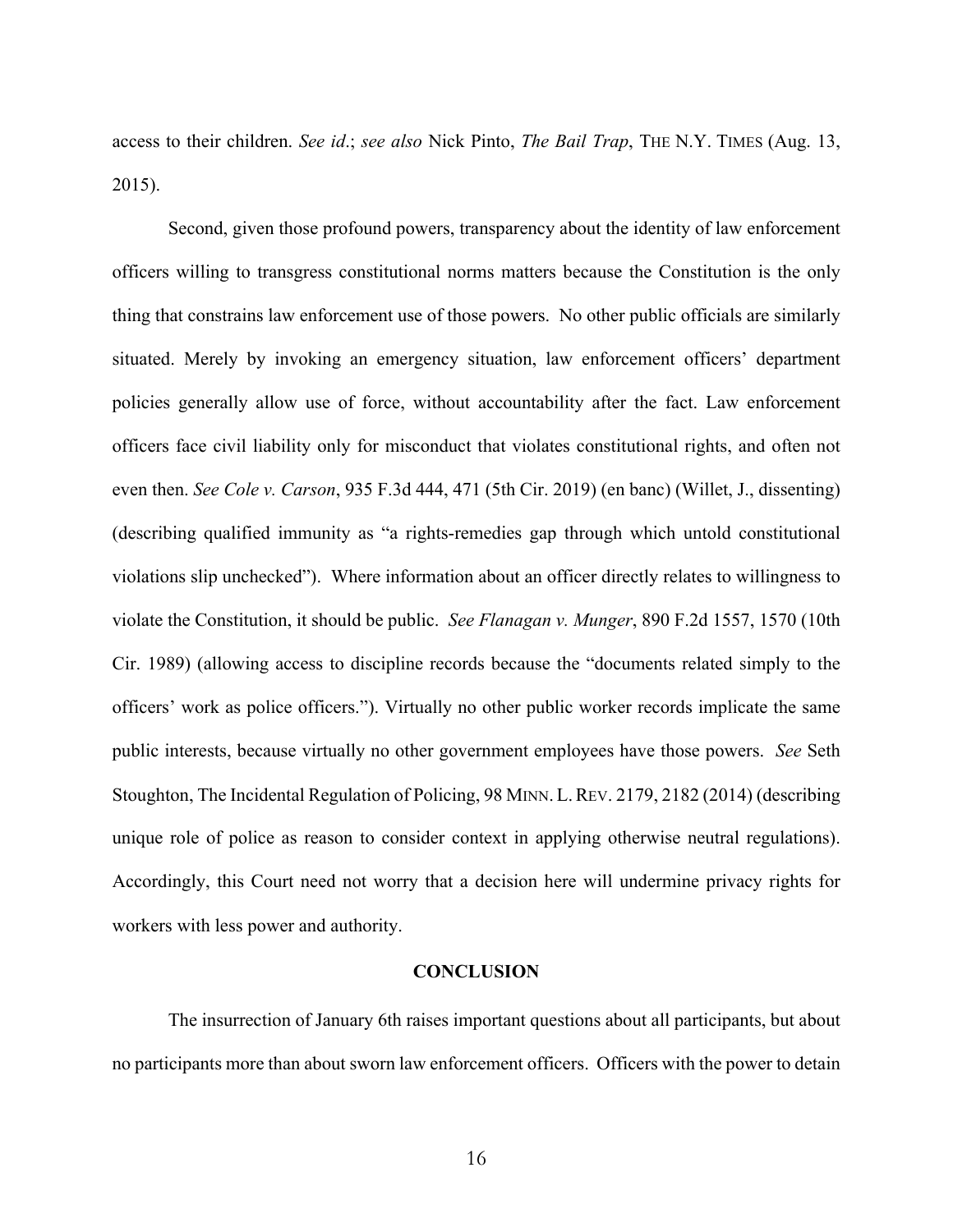access to their children. *See id*.; *see also* Nick Pinto, *The Bail Trap*, THE N.Y. TIMES (Aug. 13, 2015).

Second, given those profound powers, transparency about the identity of law enforcement officers willing to transgress constitutional norms matters because the Constitution is the only thing that constrains law enforcement use of those powers. No other public officials are similarly situated. Merely by invoking an emergency situation, law enforcement officers' department policies generally allow use of force, without accountability after the fact. Law enforcement officers face civil liability only for misconduct that violates constitutional rights, and often not even then. *See Cole v. Carson*, 935 F.3d 444, 471 (5th Cir. 2019) (en banc) (Willet, J., dissenting) (describing qualified immunity as "a rights-remedies gap through which untold constitutional violations slip unchecked"). Where information about an officer directly relates to willingness to violate the Constitution, it should be public. *See Flanagan v. Munger*, 890 F.2d 1557, 1570 (10th Cir. 1989) (allowing access to discipline records because the "documents related simply to the officers' work as police officers."). Virtually no other public worker records implicate the same public interests, because virtually no other government employees have those powers. *See* Seth Stoughton, The Incidental Regulation of Policing, 98 MINN. L. REV. 2179, 2182 (2014) (describing unique role of police as reason to consider context in applying otherwise neutral regulations). Accordingly, this Court need not worry that a decision here will undermine privacy rights for workers with less power and authority.

## CONCLUSION

The insurrection of January 6th raises important questions about all participants, but about no participants more than about sworn law enforcement officers. Officers with the power to detain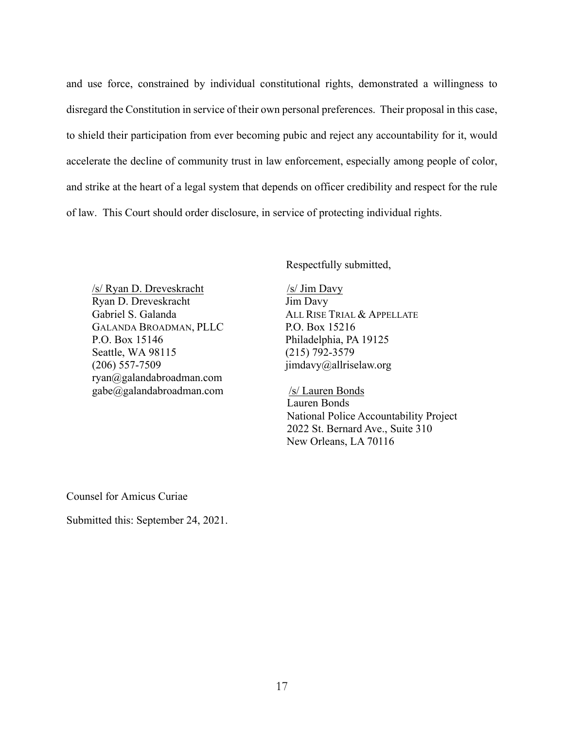and use force, constrained by individual constitutional rights, demonstrated a willingness to disregard the Constitution in service of their own personal preferences. Their proposal in this case, to shield their participation from ever becoming pubic and reject any accountability for it, would accelerate the decline of community trust in law enforcement, especially among people of color, and strike at the heart of a legal system that depends on officer credibility and respect for the rule of law. This Court should order disclosure, in service of protecting individual rights.

Respectfully submitted,

/s/ Ryan D. Dreveskracht
Ryan D. Dreveskracht
Gabriel S. Galanda
GALANDA BROADMAN, PLLC
P.O. Box 15146
Seattle, WA 98115
(206) 557-7509
ryan@galandabroadman.com
gabe@galandabroadman.com

/s/ Jim Davy
Jim Davy
ALL RISE TRIAL & APPELLATE
P.O. Box 15216
Philadelphia, PA 19125
(215) 792-3579
jimdavy@allriselaw.org

/s/ Lauren Bonds
Lauren Bonds
National Police Accountability Project
2022 St. Bernard Ave., Suite 310
New Orleans, LA 70116

Counsel for Amicus Curiae

Submitted this: September 24, 2021.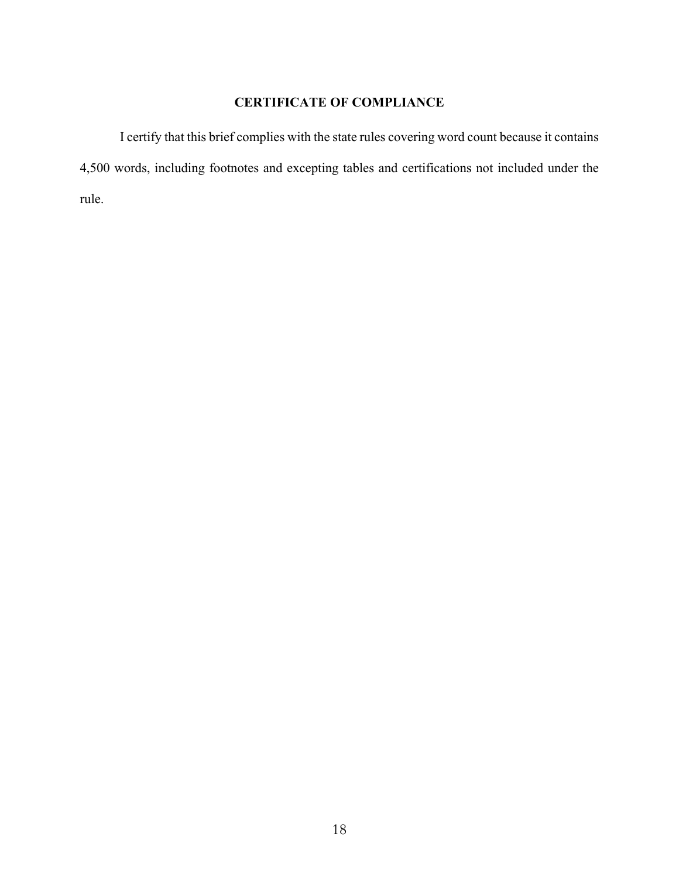## CERTIFICATE OF COMPLIANCE

I certify that this brief complies with the state rules covering word count because it contains 4,500 words, including footnotes and excepting tables and certifications not included under the rule.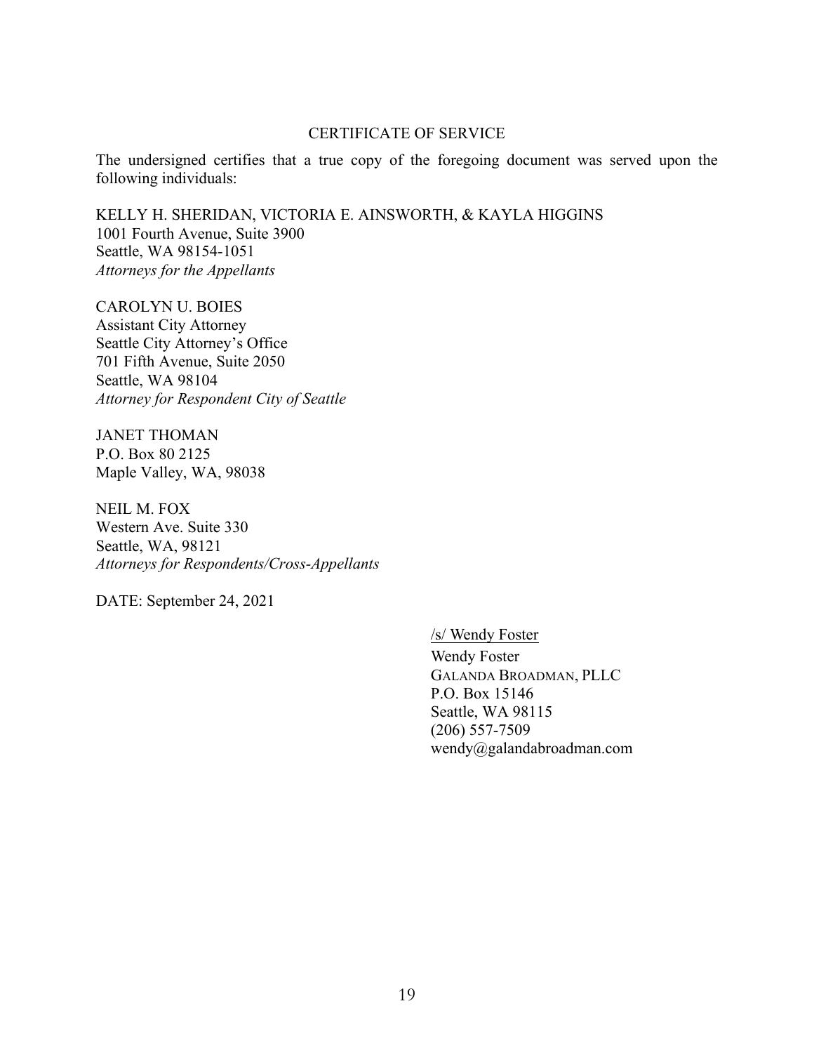## CERTIFICATE OF SERVICE

The undersigned certifies that a true copy of the foregoing document was served upon the following individuals:

KELLY H. SHERIDAN, VICTORIA E. AINSWORTH, & KAYLA HIGGINS
1001 Fourth Avenue, Suite 3900
Seattle, WA 98154-1051
*Attorneys for the Appellants*

CAROLYN U. BOIES
Assistant City Attorney
Seattle City Attorney's Office
701 Fifth Avenue, Suite 2050
Seattle, WA 98104
*Attorney for Respondent City of Seattle*

JANET THOMAN
P.O. Box 80 2125
Maple Valley, WA, 98038

NEIL M. FOX
Western Ave. Suite 330
Seattle, WA, 98121
*Attorneys for Respondents/Cross-Appellants*

DATE: September 24, 2021

/s/ Wendy Foster
Wendy Foster
GALANDA BROADMAN, PLLC
P.O. Box 15146
Seattle, WA 98115
(206) 557-7509
wendy@galandabroadman.com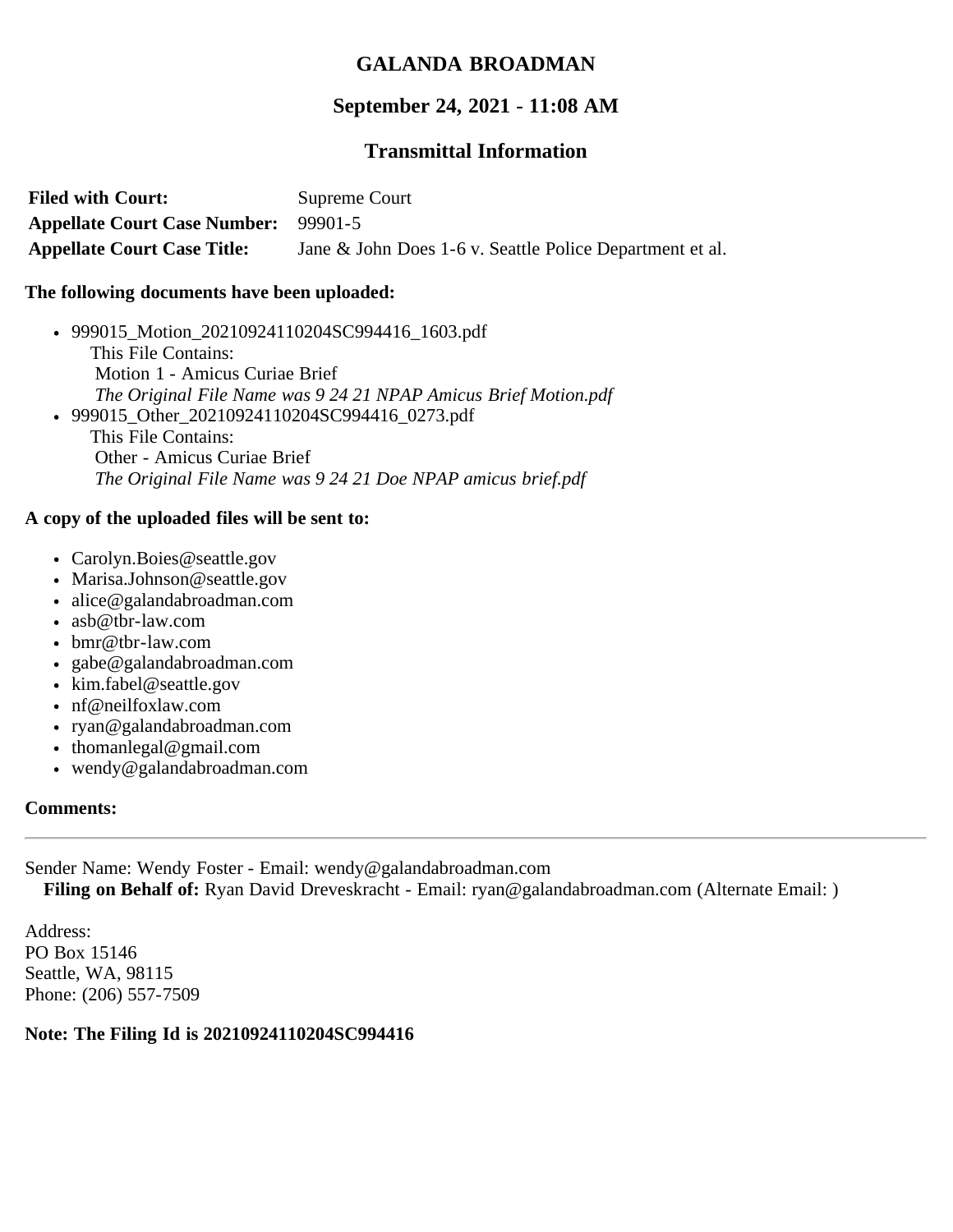# GALANDA BROADMAN

## September 24, 2021 - 11:08 AM

## Transmittal Information

| | |
|---|---|
| **Filed with Court:** | Supreme Court |
| **Appellate Court Case Number:** | 99901-5 |
| **Appellate Court Case Title:** | Jane & John Does 1-6 v. Seattle Police Department et al. |

**The following documents have been uploaded:**

- 999015_Motion_20210924110204SC994416_1603.pdf
  This File Contains:
  Motion 1 - Amicus Curiae Brief
  *The Original File Name was 9 24 21 NPAP Amicus Brief Motion.pdf*
- 999015_Other_20210924110204SC994416_0273.pdf
  This File Contains:
  Other - Amicus Curiae Brief
  *The Original File Name was 9 24 21 Doe NPAP amicus brief.pdf*

**A copy of the uploaded files will be sent to:**

- Carolyn.Boies@seattle.gov
- Marisa.Johnson@seattle.gov
- alice@galandabroadman.com
- asb@tbr-law.com
- bmr@tbr-law.com
- gabe@galandabroadman.com
- kim.fabel@seattle.gov
- nf@neilfoxlaw.com
- ryan@galandabroadman.com
- thomanlegal@gmail.com
- wendy@galandabroadman.com

**Comments:**

---

Sender Name: Wendy Foster - Email: wendy@galandabroadman.com
**Filing on Behalf of:** Ryan David Dreveskracht - Email: ryan@galandabroadman.com (Alternate Email: )

Address:
PO Box 15146
Seattle, WA, 98115
Phone: (206) 557-7509

**Note: The Filing Id is 20210924110204SC994416**